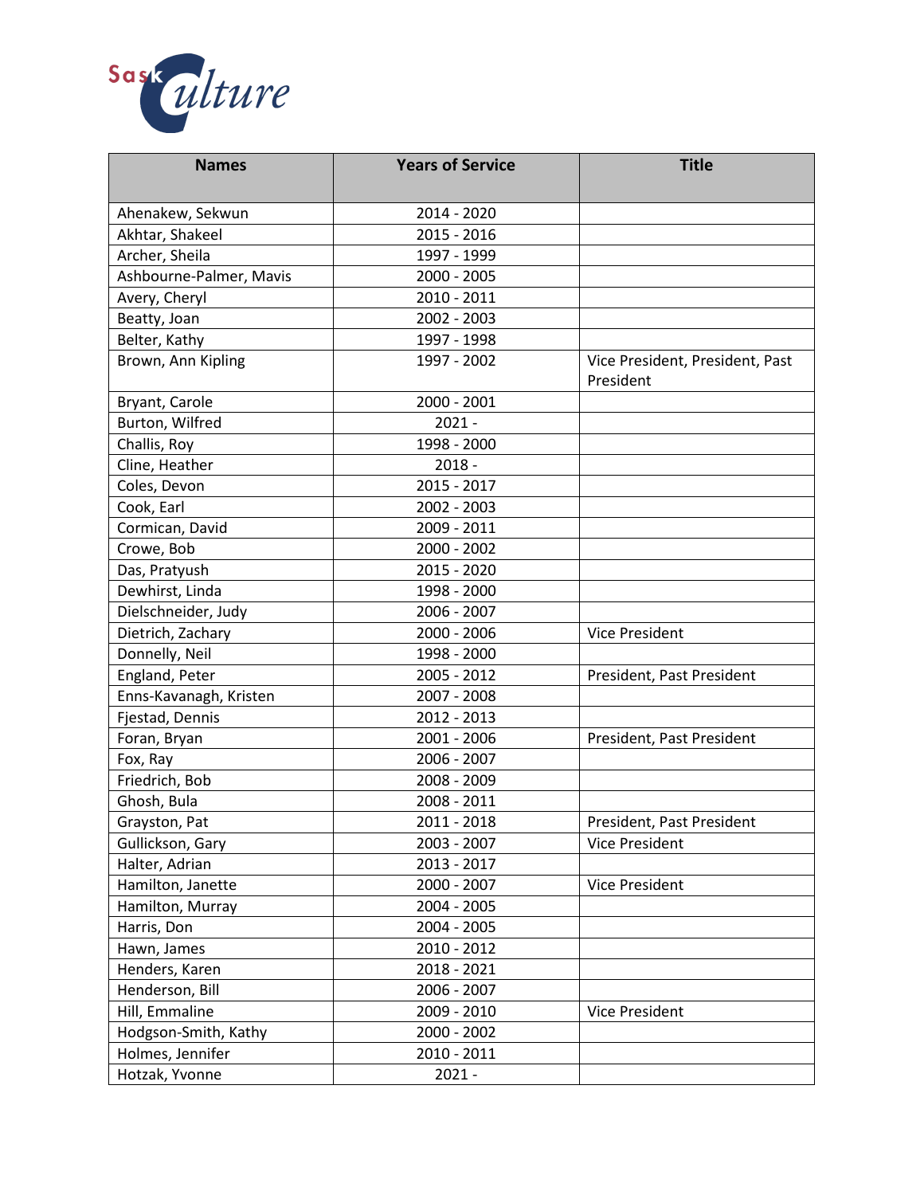| Names | Years of Service | Title |
|---|---|---|
| Ahenakew, Sekwun | 2014 - 2020 | |
| Akhtar, Shakeel | 2015 - 2016 | |
| Archer, Sheila | 1997 - 1999 | |
| Ashbourne-Palmer, Mavis | 2000 - 2005 | |
| Avery, Cheryl | 2010 - 2011 | |
| Beatty, Joan | 2002 - 2003 | |
| Belter, Kathy | 1997 - 1998 | |
| Brown, Ann Kipling | 1997 - 2002 | Vice President, President, Past President |
| Bryant, Carole | 2000 - 2001 | |
| Burton, Wilfred | 2021 - | |
| Challis, Roy | 1998 - 2000 | |
| Cline, Heather | 2018 - | |
| Coles, Devon | 2015 - 2017 | |
| Cook, Earl | 2002 - 2003 | |
| Cormican, David | 2009 - 2011 | |
| Crowe, Bob | 2000 - 2002 | |
| Das, Pratyush | 2015 - 2020 | |
| Dewhirst, Linda | 1998 - 2000 | |
| Dielschneider, Judy | 2006 - 2007 | |
| Dietrich, Zachary | 2000 - 2006 | Vice President |
| Donnelly, Neil | 1998 - 2000 | |
| England, Peter | 2005 - 2012 | President, Past President |
| Enns-Kavanagh, Kristen | 2007 - 2008 | |
| Fjestad, Dennis | 2012 - 2013 | |
| Foran, Bryan | 2001 - 2006 | President, Past President |
| Fox, Ray | 2006 - 2007 | |
| Friedrich, Bob | 2008 - 2009 | |
| Ghosh, Bula | 2008 - 2011 | |
| Grayston, Pat | 2011 - 2018 | President, Past President |
| Gullickson, Gary | 2003 - 2007 | Vice President |
| Halter, Adrian | 2013 - 2017 | |
| Hamilton, Janette | 2000 - 2007 | Vice President |
| Hamilton, Murray | 2004 - 2005 | |
| Harris, Don | 2004 - 2005 | |
| Hawn, James | 2010 - 2012 | |
| Henders, Karen | 2018 - 2021 | |
| Henderson, Bill | 2006 - 2007 | |
| Hill, Emmaline | 2009 - 2010 | Vice President |
| Hodgson-Smith, Kathy | 2000 - 2002 | |
| Holmes, Jennifer | 2010 - 2011 | |
| Hotzak, Yvonne | 2021 - | |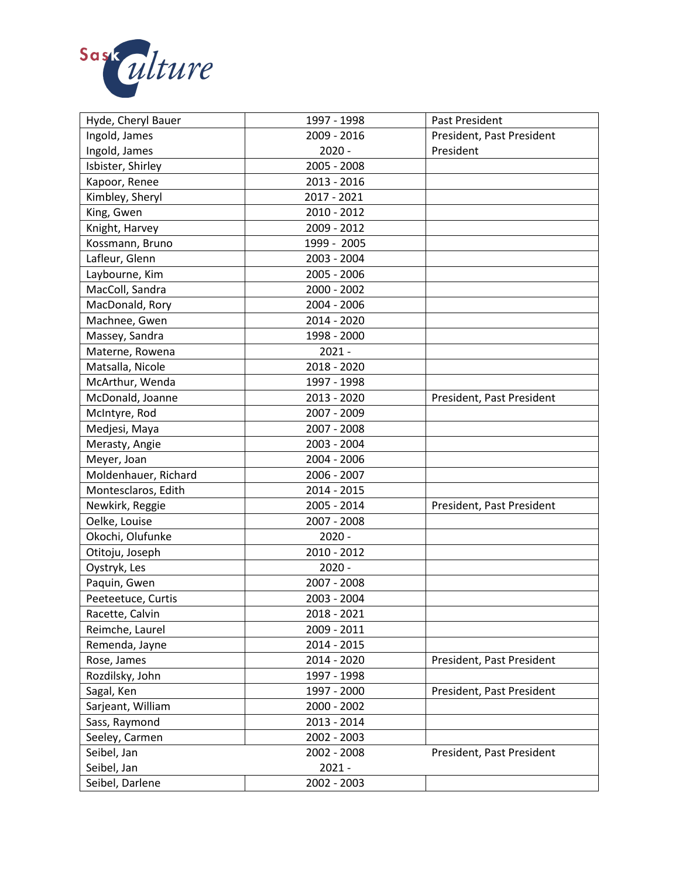| Hyde, Cheryl Bauer | 1997 - 1998 | Past President |
|---|---|---|
| Ingold, James | 2009 - 2016 | President, Past President |
| Ingold, James | 2020 - | President |
| Isbister, Shirley | 2005 - 2008 | |
| Kapoor, Renee | 2013 - 2016 | |
| Kimbley, Sheryl | 2017 - 2021 | |
| King, Gwen | 2010 - 2012 | |
| Knight, Harvey | 2009 - 2012 | |
| Kossmann, Bruno | 1999 - 2005 | |
| Lafleur, Glenn | 2003 - 2004 | |
| Laybourne, Kim | 2005 - 2006 | |
| MacColl, Sandra | 2000 - 2002 | |
| MacDonald, Rory | 2004 - 2006 | |
| Machnee, Gwen | 2014 - 2020 | |
| Massey, Sandra | 1998 - 2000 | |
| Materne, Rowena | 2021 - | |
| Matsalla, Nicole | 2018 - 2020 | |
| McArthur, Wenda | 1997 - 1998 | |
| McDonald, Joanne | 2013 - 2020 | President, Past President |
| McIntyre, Rod | 2007 - 2009 | |
| Medjesi, Maya | 2007 - 2008 | |
| Merasty, Angie | 2003 - 2004 | |
| Meyer, Joan | 2004 - 2006 | |
| Moldenhauer, Richard | 2006 - 2007 | |
| Montesclaros, Edith | 2014 - 2015 | |
| Newkirk, Reggie | 2005 - 2014 | President, Past President |
| Oelke, Louise | 2007 - 2008 | |
| Okochi, Olufunke | 2020 - | |
| Otitoju, Joseph | 2010 - 2012 | |
| Oystryk, Les | 2020 - | |
| Paquin, Gwen | 2007 - 2008 | |
| Peeteetuce, Curtis | 2003 - 2004 | |
| Racette, Calvin | 2018 - 2021 | |
| Reimche, Laurel | 2009 - 2011 | |
| Remenda, Jayne | 2014 - 2015 | |
| Rose, James | 2014 - 2020 | President, Past President |
| Rozdilsky, John | 1997 - 1998 | |
| Sagal, Ken | 1997 - 2000 | President, Past President |
| Sarjeant, William | 2000 - 2002 | |
| Sass, Raymond | 2013 - 2014 | |
| Seeley, Carmen | 2002 - 2003 | |
| Seibel, Jan | 2002 - 2008 | President, Past President |
| Seibel, Jan | 2021 - | |
| Seibel, Darlene | 2002 - 2003 | |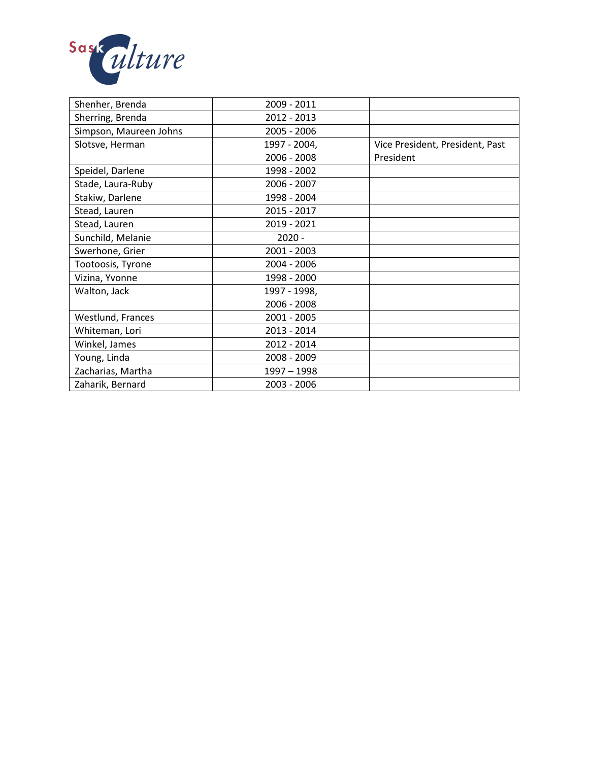| | | |
|---|---|---|
| Shenher, Brenda | 2009 - 2011 | |
| Sherring, Brenda | 2012 - 2013 | |
| Simpson, Maureen Johns | 2005 - 2006 | |
| Slotsve, Herman | 1997 - 2004, 2006 - 2008 | Vice President, President, Past President |
| Speidel, Darlene | 1998 - 2002 | |
| Stade, Laura-Ruby | 2006 - 2007 | |
| Stakiw, Darlene | 1998 - 2004 | |
| Stead, Lauren | 2015 - 2017 | |
| Stead, Lauren | 2019 - 2021 | |
| Sunchild, Melanie | 2020 - | |
| Swerhone, Grier | 2001 - 2003 | |
| Tootoosis, Tyrone | 2004 - 2006 | |
| Vizina, Yvonne | 1998 - 2000 | |
| Walton, Jack | 1997 - 1998, 2006 - 2008 | |
| Westlund, Frances | 2001 - 2005 | |
| Whiteman, Lori | 2013 - 2014 | |
| Winkel, James | 2012 - 2014 | |
| Young, Linda | 2008 - 2009 | |
| Zacharias, Martha | 1997 – 1998 | |
| Zaharik, Bernard | 2003 - 2006 | |